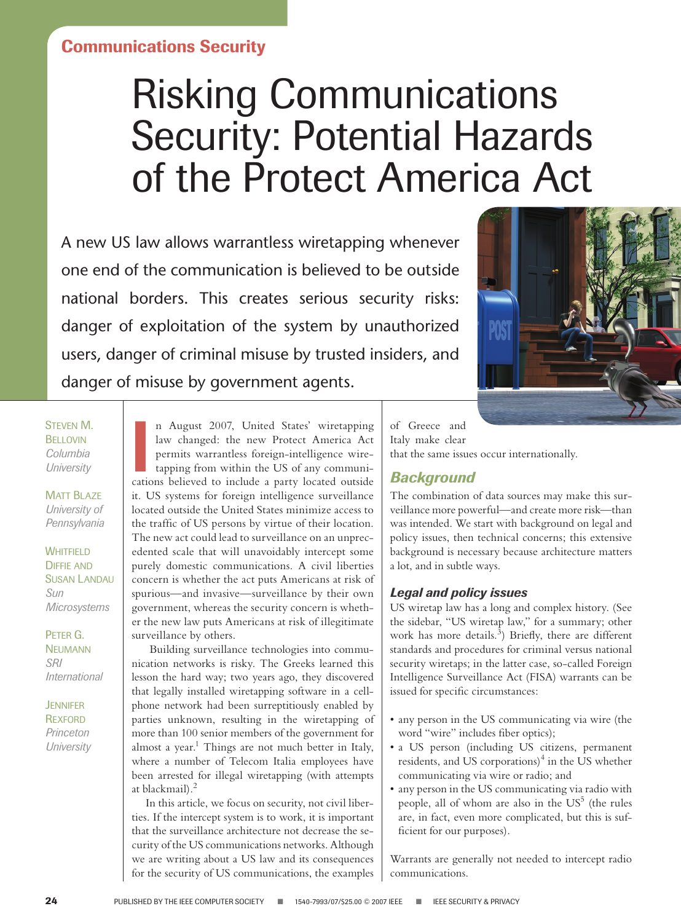Communications Security

# Risking Communications Security: Potential Hazards of the Protect America Act

A new US law allows warrantless wiretapping whenever one end of the communication is believed to be outside national borders. This creates serious security risks: danger of exploitation of the system by unauthorized users, danger of criminal misuse by trusted insiders, and danger of misuse by government agents.

STEVEN M. BELLOVIN
*Columbia University*

MATT BLAZE
*University of Pennsylvania*

WHITFIELD DIFFIE AND SUSAN LANDAU
*Sun Microsystems*

PETER G. NEUMANN
*SRI International*

JENNIFER REXFORD
*Princeton University*

In August 2007, United States' wiretapping law changed: the new Protect America Act permits warrantless foreign-intelligence wiretapping from within the US of any communications believed to include a party located outside it. US systems for foreign intelligence surveillance located outside the United States minimize access to the traffic of US persons by virtue of their location. The new act could lead to surveillance on an unprecedented scale that will unavoidably intercept some purely domestic communications. A civil liberties concern is whether the act puts Americans at risk of spurious—and invasive—surveillance by their own government, whereas the security concern is whether the new law puts Americans at risk of illegitimate surveillance by others.

Building surveillance technologies into communication networks is risky. The Greeks learned this lesson the hard way; two years ago, they discovered that legally installed wiretapping software in a cellphone network had been surreptitiously enabled by parties unknown, resulting in the wiretapping of more than 100 senior members of the government for almost a year.[1] Things are not much better in Italy, where a number of Telecom Italia employees have been arrested for illegal wiretapping (with attempts at blackmail).[2]

In this article, we focus on security, not civil liberties. If the intercept system is to work, it is important that the surveillance architecture not decrease the security of the US communications networks. Although we are writing about a US law and its consequences for the security of US communications, the examples of Greece and Italy make clear that the same issues occur internationally.

## Background

The combination of data sources may make this surveillance more powerful—and create more risk—than was intended. We start with background on legal and policy issues, then technical concerns; this extensive background is necessary because architecture matters a lot, and in subtle ways.

### Legal and policy issues

US wiretap law has a long and complex history. (See the sidebar, "US wiretap law," for a summary; other work has more details.[3]) Briefly, there are different standards and procedures for criminal versus national security wiretaps; in the latter case, so-called Foreign Intelligence Surveillance Act (FISA) warrants can be issued for specific circumstances:

- any person in the US communicating via wire (the word "wire" includes fiber optics);
- a US person (including US citizens, permanent residents, and US corporations)[4] in the US whether communicating via wire or radio; and
- any person in the US communicating via radio with people, all of whom are also in the US[5] (the rules are, in fact, even more complicated, but this is sufficient for our purposes).

Warrants are generally not needed to intercept radio communications.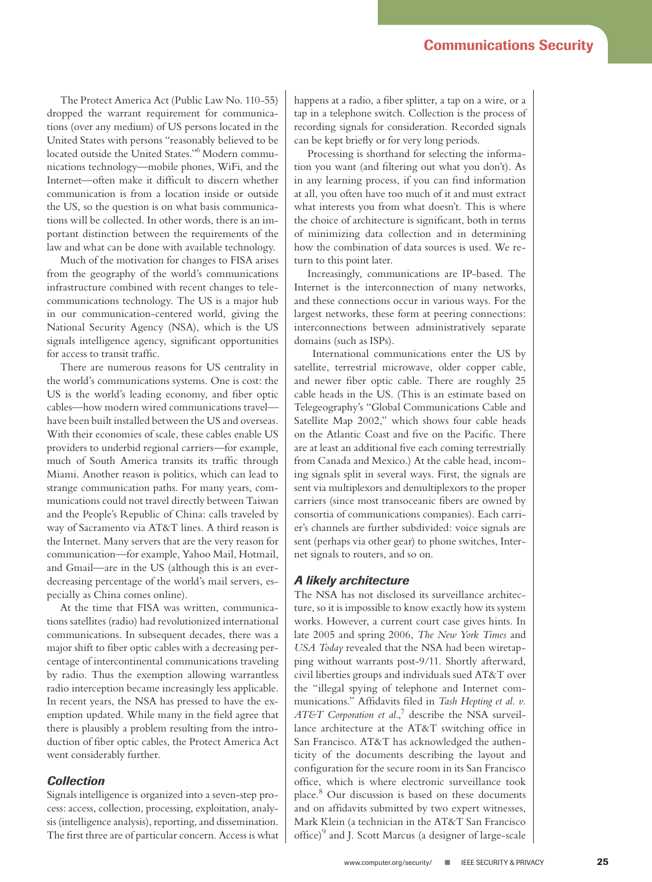The Protect America Act (Public Law No. 110-55) dropped the warrant requirement for communications (over any medium) of US persons located in the United States with persons "reasonably believed to be located outside the United States."[6] Modern communications technology—mobile phones, WiFi, and the Internet—often make it difficult to discern whether communication is from a location inside or outside the US, so the question is on what basis communications will be collected. In other words, there is an important distinction between the requirements of the law and what can be done with available technology.

Much of the motivation for changes to FISA arises from the geography of the world's communications infrastructure combined with recent changes to telecommunications technology. The US is a major hub in our communication-centered world, giving the National Security Agency (NSA), which is the US signals intelligence agency, significant opportunities for access to transit traffic.

There are numerous reasons for US centrality in the world's communications systems. One is cost: the US is the world's leading economy, and fiber optic cables—how modern wired communications travel—have been built installed between the US and overseas. With their economies of scale, these cables enable US providers to underbid regional carriers—for example, much of South America transits its traffic through Miami. Another reason is politics, which can lead to strange communication paths. For many years, communications could not travel directly between Taiwan and the People's Republic of China: calls traveled by way of Sacramento via AT&T lines. A third reason is the Internet. Many servers that are the very reason for communication—for example, Yahoo Mail, Hotmail, and Gmail—are in the US (although this is an ever-decreasing percentage of the world's mail servers, especially as China comes online).

At the time that FISA was written, communications satellites (radio) had revolutionized international communications. In subsequent decades, there was a major shift to fiber optic cables with a decreasing percentage of intercontinental communications traveling by radio. Thus the exemption allowing warrantless radio interception became increasingly less applicable. In recent years, the NSA has pressed to have the exemption updated. While many in the field agree that there is plausibly a problem resulting from the introduction of fiber optic cables, the Protect America Act went considerably further.

### *Collection*

Signals intelligence is organized into a seven-step process: access, collection, processing, exploitation, analysis (intelligence analysis), reporting, and dissemination. The first three are of particular concern. Access is what happens at a radio, a fiber splitter, a tap on a wire, or a tap in a telephone switch. Collection is the process of recording signals for consideration. Recorded signals can be kept briefly or for very long periods.

Processing is shorthand for selecting the information you want (and filtering out what you don't). As in any learning process, if you can find information at all, you often have too much of it and must extract what interests you from what doesn't. This is where the choice of architecture is significant, both in terms of minimizing data collection and in determining how the combination of data sources is used. We return to this point later.

Increasingly, communications are IP-based. The Internet is the interconnection of many networks, and these connections occur in various ways. For the largest networks, these form at peering connections: interconnections between administratively separate domains (such as ISPs).

International communications enter the US by satellite, terrestrial microwave, older copper cable, and newer fiber optic cable. There are roughly 25 cable heads in the US. (This is an estimate based on Telegeography's "Global Communications Cable and Satellite Map 2002," which shows four cable heads on the Atlantic Coast and five on the Pacific. There are at least an additional five each coming terrestrially from Canada and Mexico.) At the cable head, incoming signals split in several ways. First, the signals are sent via multiplexors and demultiplexors to the proper carriers (since most transoceanic fibers are owned by consortia of communications companies). Each carrier's channels are further subdivided: voice signals are sent (perhaps via other gear) to phone switches, Internet signals to routers, and so on.

### *A likely architecture*

The NSA has not disclosed its surveillance architecture, so it is impossible to know exactly how its system works. However, a current court case gives hints. In late 2005 and spring 2006, *The New York Times* and *USA Today* revealed that the NSA had been wiretapping without warrants post-9/11. Shortly afterward, civil liberties groups and individuals sued AT&T over the "illegal spying of telephone and Internet communications." Affidavits filed in *Tash Hepting et al. v. AT&T Corporation et al.*,[7] describe the NSA surveillance architecture at the AT&T switching office in San Francisco. AT&T has acknowledged the authenticity of the documents describing the layout and configuration for the secure room in its San Francisco office, which is where electronic surveillance took place.[8] Our discussion is based on these documents and on affidavits submitted by two expert witnesses, Mark Klein (a technician in the AT&T San Francisco office)[9] and J. Scott Marcus (a designer of large-scale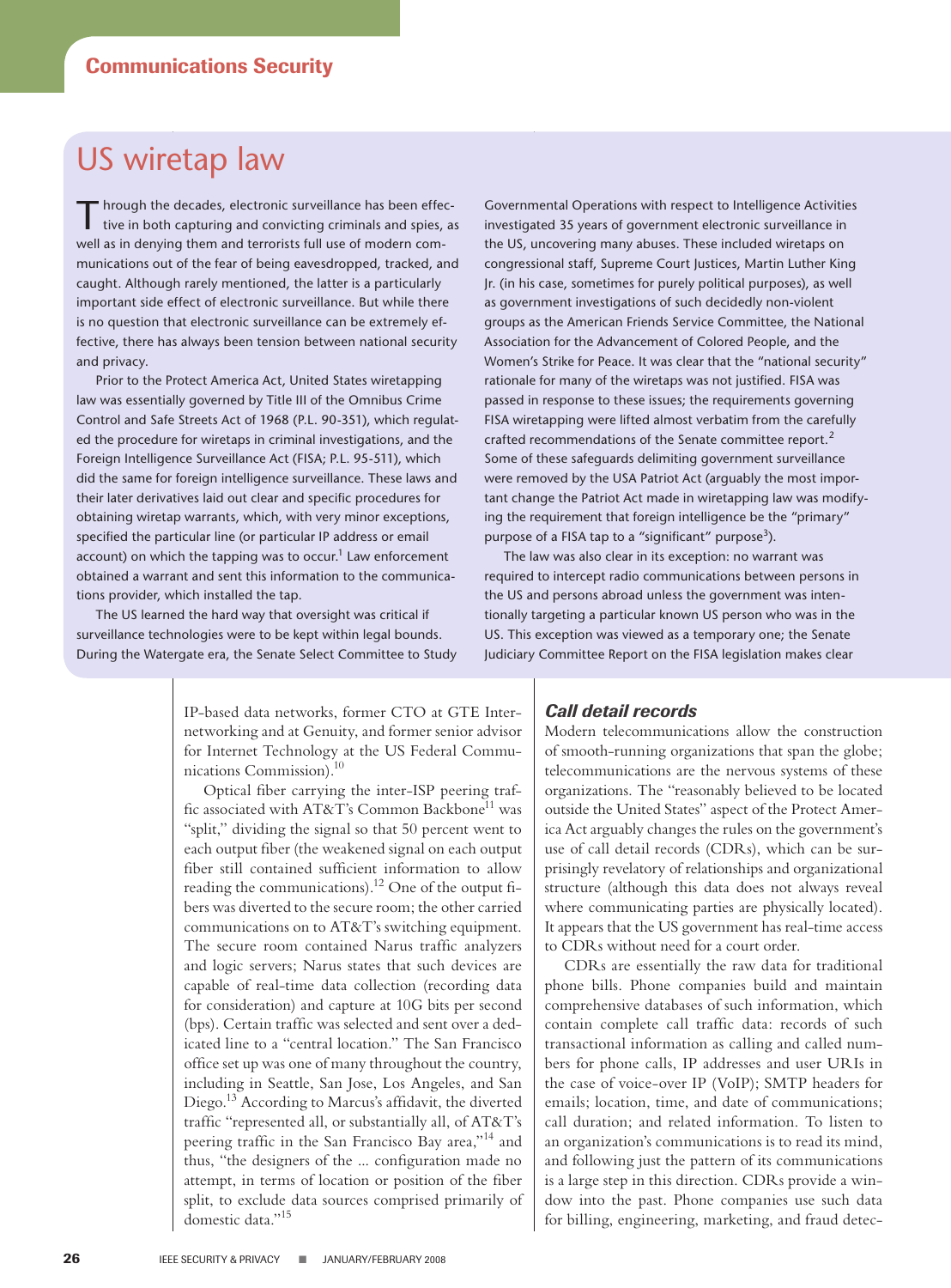# US wiretap law

Through the decades, electronic surveillance has been effective in both capturing and convicting criminals and spies, as well as in denying them and terrorists full use of modern communications out of the fear of being eavesdropped, tracked, and caught. Although rarely mentioned, the latter is a particularly important side effect of electronic surveillance. But while there is no question that electronic surveillance can be extremely effective, there has always been tension between national security and privacy.

Prior to the Protect America Act, United States wiretapping law was essentially governed by Title III of the Omnibus Crime Control and Safe Streets Act of 1968 (P.L. 90-351), which regulated the procedure for wiretaps in criminal investigations, and the Foreign Intelligence Surveillance Act (FISA; P.L. 95-511), which did the same for foreign intelligence surveillance. These laws and their later derivatives laid out clear and specific procedures for obtaining wiretap warrants, which, with very minor exceptions, specified the particular line (or particular IP address or email account) on which the tapping was to occur.[1] Law enforcement obtained a warrant and sent this information to the communications provider, which installed the tap.

The US learned the hard way that oversight was critical if surveillance technologies were to be kept within legal bounds. During the Watergate era, the Senate Select Committee to Study Governmental Operations with respect to Intelligence Activities investigated 35 years of government electronic surveillance in the US, uncovering many abuses. These included wiretaps on congressional staff, Supreme Court Justices, Martin Luther King Jr. (in his case, sometimes for purely political purposes), as well as government investigations of such decidedly non-violent groups as the American Friends Service Committee, the National Association for the Advancement of Colored People, and the Women's Strike for Peace. It was clear that the "national security" rationale for many of the wiretaps was not justified. FISA was passed in response to these issues; the requirements governing FISA wiretapping were lifted almost verbatim from the carefully crafted recommendations of the Senate committee report.[2] Some of these safeguards delimiting government surveillance were removed by the USA Patriot Act (arguably the most important change the Patriot Act made in wiretapping law was modifying the requirement that foreign intelligence be the "primary" purpose of a FISA tap to a "significant" purpose[3]).

The law was also clear in its exception: no warrant was required to intercept radio communications between persons in the US and persons abroad unless the government was intentionally targeting a particular known US person who was in the US. This exception was viewed as a temporary one; the Senate Judiciary Committee Report on the FISA legislation makes clear

IP-based data networks, former CTO at GTE Internetworking and at Genuity, and former senior advisor for Internet Technology at the US Federal Communications Commission).[10]

Optical fiber carrying the inter-ISP peering traffic associated with AT&T's Common Backbone[11] was "split," dividing the signal so that 50 percent went to each output fiber (the weakened signal on each output fiber still contained sufficient information to allow reading the communications).[12] One of the output fibers was diverted to the secure room; the other carried communications on to AT&T's switching equipment. The secure room contained Narus traffic analyzers and logic servers; Narus states that such devices are capable of real-time data collection (recording data for consideration) and capture at 10G bits per second (bps). Certain traffic was selected and sent over a dedicated line to a "central location." The San Francisco office set up was one of many throughout the country, including in Seattle, San Jose, Los Angeles, and San Diego.[13] According to Marcus's affidavit, the diverted traffic "represented all, or substantially all, of AT&T's peering traffic in the San Francisco Bay area,"[14] and thus, "the designers of the ... configuration made no attempt, in terms of location or position of the fiber split, to exclude data sources comprised primarily of domestic data."[15]

## Call detail records

Modern telecommunications allow the construction of smooth-running organizations that span the globe; telecommunications are the nervous systems of these organizations. The "reasonably believed to be located outside the United States" aspect of the Protect America Act arguably changes the rules on the government's use of call detail records (CDRs), which can be surprisingly revelatory of relationships and organizational structure (although this data does not always reveal where communicating parties are physically located). It appears that the US government has real-time access to CDRs without need for a court order.

CDRs are essentially the raw data for traditional phone bills. Phone companies build and maintain comprehensive databases of such information, which contain complete call traffic data: records of such transactional information as calling and called numbers for phone calls, IP addresses and user URIs in the case of voice-over IP (VoIP); SMTP headers for emails; location, time, and date of communications; call duration; and related information. To listen to an organization's communications is to read its mind, and following just the pattern of its communications is a large step in this direction. CDRs provide a window into the past. Phone companies use such data for billing, engineering, marketing, and fraud detec-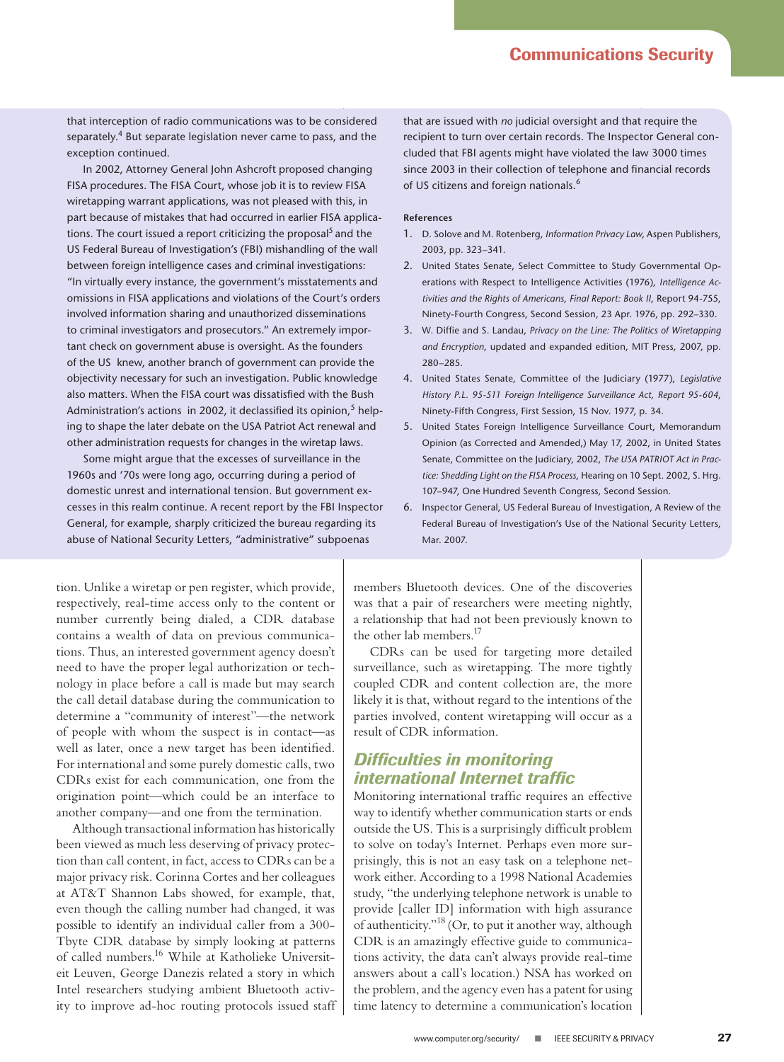that interception of radio communications was to be considered separately.[4] But separate legislation never came to pass, and the exception continued.

In 2002, Attorney General John Ashcroft proposed changing FISA procedures. The FISA Court, whose job it is to review FISA wiretapping warrant applications, was not pleased with this, in part because of mistakes that had occurred in earlier FISA applications. The court issued a report criticizing the proposal[5] and the US Federal Bureau of Investigation's (FBI) mishandling of the wall between foreign intelligence cases and criminal investigations: "In virtually every instance, the government's misstatements and omissions in FISA applications and violations of the Court's orders involved information sharing and unauthorized disseminations to criminal investigators and prosecutors." An extremely important check on government abuse is oversight. As the founders of the US knew, another branch of government can provide the objectivity necessary for such an investigation. Public knowledge also matters. When the FISA court was dissatisfied with the Bush Administration's actions in 2002, it declassified its opinion,[5] helping to shape the later debate on the USA Patriot Act renewal and other administration requests for changes in the wiretap laws.

Some might argue that the excesses of surveillance in the 1960s and '70s were long ago, occurring during a period of domestic unrest and international tension. But government excesses in this realm continue. A recent report by the FBI Inspector General, for example, sharply criticized the bureau regarding its abuse of National Security Letters, "administrative" subpoenas that are issued with *no* judicial oversight and that require the recipient to turn over certain records. The Inspector General concluded that FBI agents might have violated the law 3000 times since 2003 in their collection of telephone and financial records of US citizens and foreign nationals.[6]

**References**

1. D. Solove and M. Rotenberg, *Information Privacy Law*, Aspen Publishers, 2003, pp. 323–341.
2. United States Senate, Select Committee to Study Governmental Operations with Respect to Intelligence Activities (1976), *Intelligence Activities and the Rights of Americans, Final Report: Book II*, Report 94-755, Ninety-Fourth Congress, Second Session, 23 Apr. 1976, pp. 292–330.
3. W. Diffie and S. Landau, *Privacy on the Line: The Politics of Wiretapping and Encryption*, updated and expanded edition, MIT Press, 2007, pp. 280–285.
4. United States Senate, Committee of the Judiciary (1977), *Legislative History P.L. 95-511 Foreign Intelligence Surveillance Act, Report 95-604*, Ninety-Fifth Congress, First Session, 15 Nov. 1977, p. 34.
5. United States Foreign Intelligence Surveillance Court, Memorandum Opinion (as Corrected and Amended,) May 17, 2002, in United States Senate, Committee on the Judiciary, 2002, *The USA PATRIOT Act in Practice: Shedding Light on the FISA Process*, Hearing on 10 Sept. 2002, S. Hrg. 107–947, One Hundred Seventh Congress, Second Session.
6. Inspector General, US Federal Bureau of Investigation, A Review of the Federal Bureau of Investigation's Use of the National Security Letters, Mar. 2007.

tion. Unlike a wiretap or pen register, which provide, respectively, real-time access only to the content or number currently being dialed, a CDR database contains a wealth of data on previous communications. Thus, an interested government agency doesn't need to have the proper legal authorization or technology in place before a call is made but may search the call detail database during the communication to determine a "community of interest"—the network of people with whom the suspect is in contact—as well as later, once a new target has been identified. For international and some purely domestic calls, two CDRs exist for each communication, one from the origination point—which could be an interface to another company—and one from the termination.

Although transactional information has historically been viewed as much less deserving of privacy protection than call content, in fact, access to CDRs can be a major privacy risk. Corinna Cortes and her colleagues at AT&T Shannon Labs showed, for example, that, even though the calling number had changed, it was possible to identify an individual caller from a 300-Tbyte CDR database by simply looking at patterns of called numbers.[16] While at Katholieke Universiteit Leuven, George Danezis related a story in which Intel researchers studying ambient Bluetooth activity to improve ad-hoc routing protocols issued staff members Bluetooth devices. One of the discoveries was that a pair of researchers were meeting nightly, a relationship that had not been previously known to the other lab members.[17]

CDRs can be used for targeting more detailed surveillance, such as wiretapping. The more tightly coupled CDR and content collection are, the more likely it is that, without regard to the intentions of the parties involved, content wiretapping will occur as a result of CDR information.

## Difficulties in monitoring international Internet traffic

Monitoring international traffic requires an effective way to identify whether communication starts or ends outside the US. This is a surprisingly difficult problem to solve on today's Internet. Perhaps even more surprisingly, this is not an easy task on a telephone network either. According to a 1998 National Academies study, "the underlying telephone network is unable to provide [caller ID] information with high assurance of authenticity."[18] (Or, to put it another way, although CDR is an amazingly effective guide to communications activity, the data can't always provide real-time answers about a call's location.) NSA has worked on the problem, and the agency even has a patent for using time latency to determine a communication's location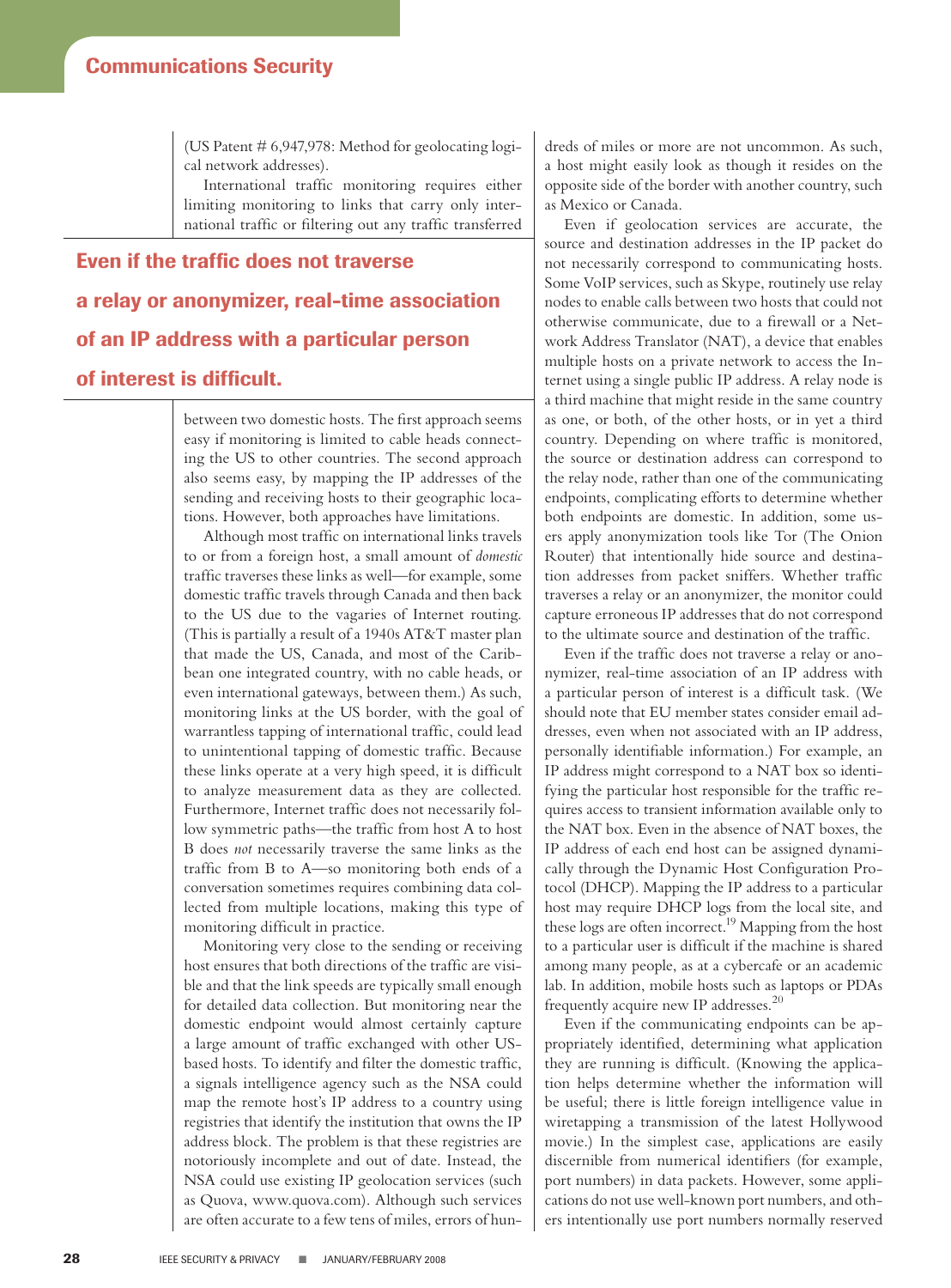(US Patent # 6,947,978: Method for geolocating logical network addresses).

International traffic monitoring requires either limiting monitoring to links that carry only international traffic or filtering out any traffic transferred between two domestic hosts. The first approach seems easy if monitoring is limited to cable heads connecting the US to other countries. The second approach also seems easy, by mapping the IP addresses of the sending and receiving hosts to their geographic locations. However, both approaches have limitations.

**Even if the traffic does not traverse a relay or anonymizer, real-time association of an IP address with a particular person of interest is difficult.**

Although most traffic on international links travels to or from a foreign host, a small amount of *domestic* traffic traverses these links as well—for example, some domestic traffic travels through Canada and then back to the US due to the vagaries of Internet routing. (This is partially a result of a 1940s AT&T master plan that made the US, Canada, and most of the Caribbean one integrated country, with no cable heads, or even international gateways, between them.) As such, monitoring links at the US border, with the goal of warrantless tapping of international traffic, could lead to unintentional tapping of domestic traffic. Because these links operate at a very high speed, it is difficult to analyze measurement data as they are collected. Furthermore, Internet traffic does not necessarily follow symmetric paths—the traffic from host A to host B does *not* necessarily traverse the same links as the traffic from B to A—so monitoring both ends of a conversation sometimes requires combining data collected from multiple locations, making this type of monitoring difficult in practice.

Monitoring very close to the sending or receiving host ensures that both directions of the traffic are visible and that the link speeds are typically small enough for detailed data collection. But monitoring near the domestic endpoint would almost certainly capture a large amount of traffic exchanged with other US-based hosts. To identify and filter the domestic traffic, a signals intelligence agency such as the NSA could map the remote host's IP address to a country using registries that identify the institution that owns the IP address block. The problem is that these registries are notoriously incomplete and out of date. Instead, the NSA could use existing IP geolocation services (such as Quova, www.quova.com). Although such services are often accurate to a few tens of miles, errors of hundreds of miles or more are not uncommon. As such, a host might easily look as though it resides on the opposite side of the border with another country, such as Mexico or Canada.

Even if geolocation services are accurate, the source and destination addresses in the IP packet do not necessarily correspond to communicating hosts. Some VoIP services, such as Skype, routinely use relay nodes to enable calls between two hosts that could not otherwise communicate, due to a firewall or a Network Address Translator (NAT), a device that enables multiple hosts on a private network to access the Internet using a single public IP address. A relay node is a third machine that might reside in the same country as one, or both, of the other hosts, or in yet a third country. Depending on where traffic is monitored, the source or destination address can correspond to the relay node, rather than one of the communicating endpoints, complicating efforts to determine whether both endpoints are domestic. In addition, some users apply anonymization tools like Tor (The Onion Router) that intentionally hide source and destination addresses from packet sniffers. Whether traffic traverses a relay or an anonymizer, the monitor could capture erroneous IP addresses that do not correspond to the ultimate source and destination of the traffic.

Even if the traffic does not traverse a relay or anonymizer, real-time association of an IP address with a particular person of interest is a difficult task. (We should note that EU member states consider email addresses, even when not associated with an IP address, personally identifiable information.) For example, an IP address might correspond to a NAT box so identifying the particular host responsible for the traffic requires access to transient information available only to the NAT box. Even in the absence of NAT boxes, the IP address of each end host can be assigned dynamically through the Dynamic Host Configuration Protocol (DHCP). Mapping the IP address to a particular host may require DHCP logs from the local site, and these logs are often incorrect.[19] Mapping from the host to a particular user is difficult if the machine is shared among many people, as at a cybercafe or an academic lab. In addition, mobile hosts such as laptops or PDAs frequently acquire new IP addresses.[20]

Even if the communicating endpoints can be appropriately identified, determining what application they are running is difficult. (Knowing the application helps determine whether the information will be useful; there is little foreign intelligence value in wiretapping a transmission of the latest Hollywood movie.) In the simplest case, applications are easily discernible from numerical identifiers (for example, port numbers) in data packets. However, some applications do not use well-known port numbers, and others intentionally use port numbers normally reserved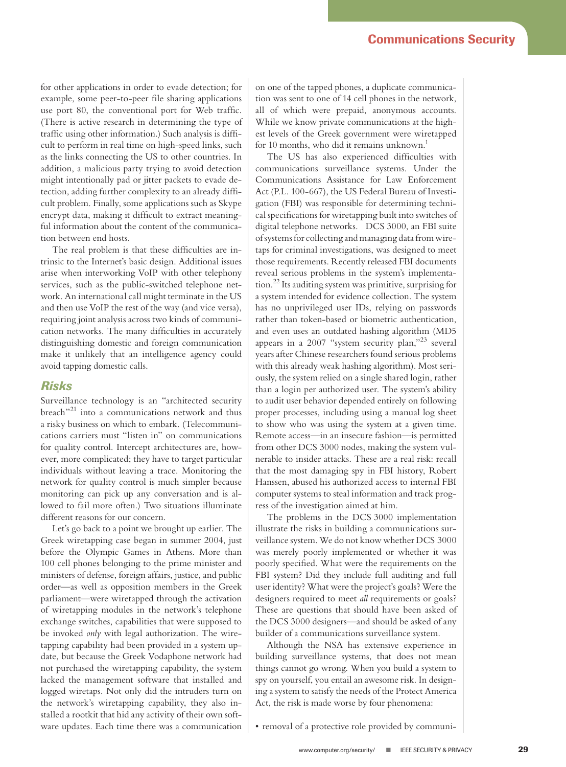for other applications in order to evade detection; for example, some peer-to-peer file sharing applications use port 80, the conventional port for Web traffic. (There is active research in determining the type of traffic using other information.) Such analysis is difficult to perform in real time on high-speed links, such as the links connecting the US to other countries. In addition, a malicious party trying to avoid detection might intentionally pad or jitter packets to evade detection, adding further complexity to an already difficult problem. Finally, some applications such as Skype encrypt data, making it difficult to extract meaningful information about the content of the communication between end hosts.

The real problem is that these difficulties are intrinsic to the Internet's basic design. Additional issues arise when interworking VoIP with other telephony services, such as the public-switched telephone network. An international call might terminate in the US and then use VoIP the rest of the way (and vice versa), requiring joint analysis across two kinds of communication networks. The many difficulties in accurately distinguishing domestic and foreign communication make it unlikely that an intelligence agency could avoid tapping domestic calls.

## Risks

Surveillance technology is an "architected security breach"[21] into a communications network and thus a risky business on which to embark. (Telecommunications carriers must "listen in" on communications for quality control. Intercept architectures are, however, more complicated; they have to target particular individuals without leaving a trace. Monitoring the network for quality control is much simpler because monitoring can pick up any conversation and is allowed to fail more often.) Two situations illuminate different reasons for our concern.

Let's go back to a point we brought up earlier. The Greek wiretapping case began in summer 2004, just before the Olympic Games in Athens. More than 100 cell phones belonging to the prime minister and ministers of defense, foreign affairs, justice, and public order—as well as opposition members in the Greek parliament—were wiretapped through the activation of wiretapping modules in the network's telephone exchange switches, capabilities that were supposed to be invoked *only* with legal authorization. The wiretapping capability had been provided in a system update, but because the Greek Vodaphone network had not purchased the wiretapping capability, the system lacked the management software that installed and logged wiretaps. Not only did the intruders turn on the network's wiretapping capability, they also installed a rootkit that hid any activity of their own software updates. Each time there was a communication on one of the tapped phones, a duplicate communication was sent to one of 14 cell phones in the network, all of which were prepaid, anonymous accounts. While we know private communications at the highest levels of the Greek government were wiretapped for 10 months, who did it remains unknown.[1]

The US has also experienced difficulties with communications surveillance systems. Under the Communications Assistance for Law Enforcement Act (P.L. 100-667), the US Federal Bureau of Investigation (FBI) was responsible for determining technical specifications for wiretapping built into switches of digital telephone networks. DCS 3000, an FBI suite of systems for collecting and managing data from wiretaps for criminal investigations, was designed to meet those requirements. Recently released FBI documents reveal serious problems in the system's implementation.[22] Its auditing system was primitive, surprising for a system intended for evidence collection. The system has no unprivileged user IDs, relying on passwords rather than token-based or biometric authentication, and even uses an outdated hashing algorithm (MD5 appears in a 2007 "system security plan,"[23] several years after Chinese researchers found serious problems with this already weak hashing algorithm). Most seriously, the system relied on a single shared login, rather than a login per authorized user. The system's ability to audit user behavior depended entirely on following proper processes, including using a manual log sheet to show who was using the system at a given time. Remote access—in an insecure fashion—is permitted from other DCS 3000 nodes, making the system vulnerable to insider attacks. These are a real risk: recall that the most damaging spy in FBI history, Robert Hanssen, abused his authorized access to internal FBI computer systems to steal information and track progress of the investigation aimed at him.

The problems in the DCS 3000 implementation illustrate the risks in building a communications surveillance system. We do not know whether DCS 3000 was merely poorly implemented or whether it was poorly specified. What were the requirements on the FBI system? Did they include full auditing and full user identity? What were the project's goals? Were the designers required to meet *all* requirements or goals? These are questions that should have been asked of the DCS 3000 designers—and should be asked of any builder of a communications surveillance system.

Although the NSA has extensive experience in building surveillance systems, that does not mean things cannot go wrong. When you build a system to spy on yourself, you entail an awesome risk. In designing a system to satisfy the needs of the Protect America Act, the risk is made worse by four phenomena:

- removal of a protective role provided by communi-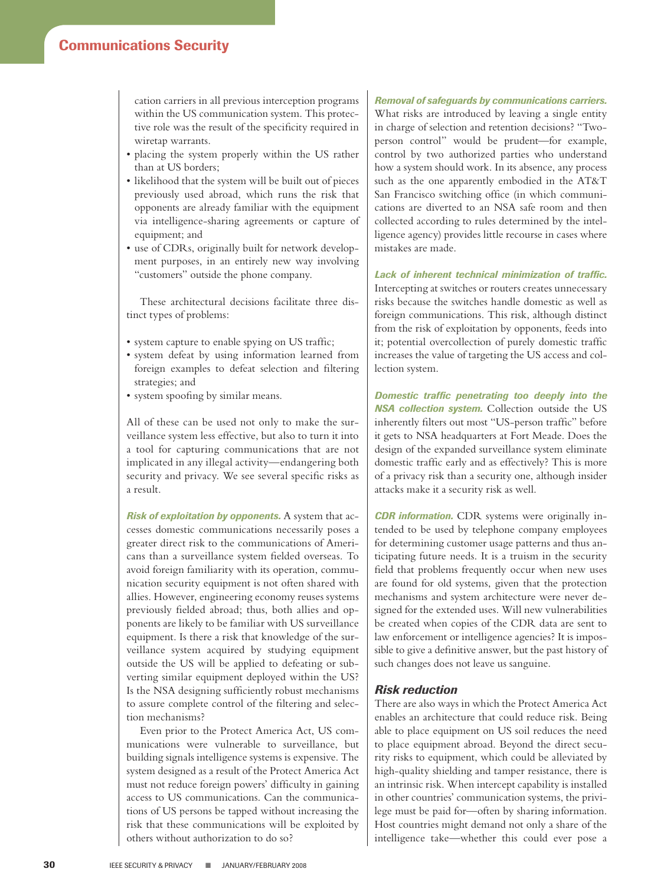cation carriers in all previous interception programs within the US communication system. This protective role was the result of the specificity required in wiretap warrants.

- placing the system properly within the US rather than at US borders;
- likelihood that the system will be built out of pieces previously used abroad, which runs the risk that opponents are already familiar with the equipment via intelligence-sharing agreements or capture of equipment; and
- use of CDRs, originally built for network development purposes, in an entirely new way involving "customers" outside the phone company.

These architectural decisions facilitate three distinct types of problems:

- system capture to enable spying on US traffic;
- system defeat by using information learned from foreign examples to defeat selection and filtering strategies; and
- system spoofing by similar means.

All of these can be used not only to make the surveillance system less effective, but also to turn it into a tool for capturing communications that are not implicated in any illegal activity—endangering both security and privacy. We see several specific risks as a result.

***Risk of exploitation by opponents.*** A system that accesses domestic communications necessarily poses a greater direct risk to the communications of Americans than a surveillance system fielded overseas. To avoid foreign familiarity with its operation, communication security equipment is not often shared with allies. However, engineering economy reuses systems previously fielded abroad; thus, both allies and opponents are likely to be familiar with US surveillance equipment. Is there a risk that knowledge of the surveillance system acquired by studying equipment outside the US will be applied to defeating or subverting similar equipment deployed within the US? Is the NSA designing sufficiently robust mechanisms to assure complete control of the filtering and selection mechanisms?

Even prior to the Protect America Act, US communications were vulnerable to surveillance, but building signals intelligence systems is expensive. The system designed as a result of the Protect America Act must not reduce foreign powers' difficulty in gaining access to US communications. Can the communications of US persons be tapped without increasing the risk that these communications will be exploited by others without authorization to do so?

***Removal of safeguards by communications carriers.*** What risks are introduced by leaving a single entity in charge of selection and retention decisions? "Two-person control" would be prudent—for example, control by two authorized parties who understand how a system should work. In its absence, any process such as the one apparently embodied in the AT&T San Francisco switching office (in which communications are diverted to an NSA safe room and then collected according to rules determined by the intelligence agency) provides little recourse in cases where mistakes are made.

***Lack of inherent technical minimization of traffic.*** Intercepting at switches or routers creates unnecessary risks because the switches handle domestic as well as foreign communications. This risk, although distinct from the risk of exploitation by opponents, feeds into it; potential overcollection of purely domestic traffic increases the value of targeting the US access and collection system.

***Domestic traffic penetrating too deeply into the NSA collection system.*** Collection outside the US inherently filters out most "US-person traffic" before it gets to NSA headquarters at Fort Meade. Does the design of the expanded surveillance system eliminate domestic traffic early and as effectively? This is more of a privacy risk than a security one, although insider attacks make it a security risk as well.

***CDR information.*** CDR systems were originally intended to be used by telephone company employees for determining customer usage patterns and thus anticipating future needs. It is a truism in the security field that problems frequently occur when new uses are found for old systems, given that the protection mechanisms and system architecture were never designed for the extended uses. Will new vulnerabilities be created when copies of the CDR data are sent to law enforcement or intelligence agencies? It is impossible to give a definitive answer, but the past history of such changes does not leave us sanguine.

### Risk reduction

There are also ways in which the Protect America Act enables an architecture that could reduce risk. Being able to place equipment on US soil reduces the need to place equipment abroad. Beyond the direct security risks to equipment, which could be alleviated by high-quality shielding and tamper resistance, there is an intrinsic risk. When intercept capability is installed in other countries' communication systems, the privilege must be paid for—often by sharing information. Host countries might demand not only a share of the intelligence take—whether this could ever pose a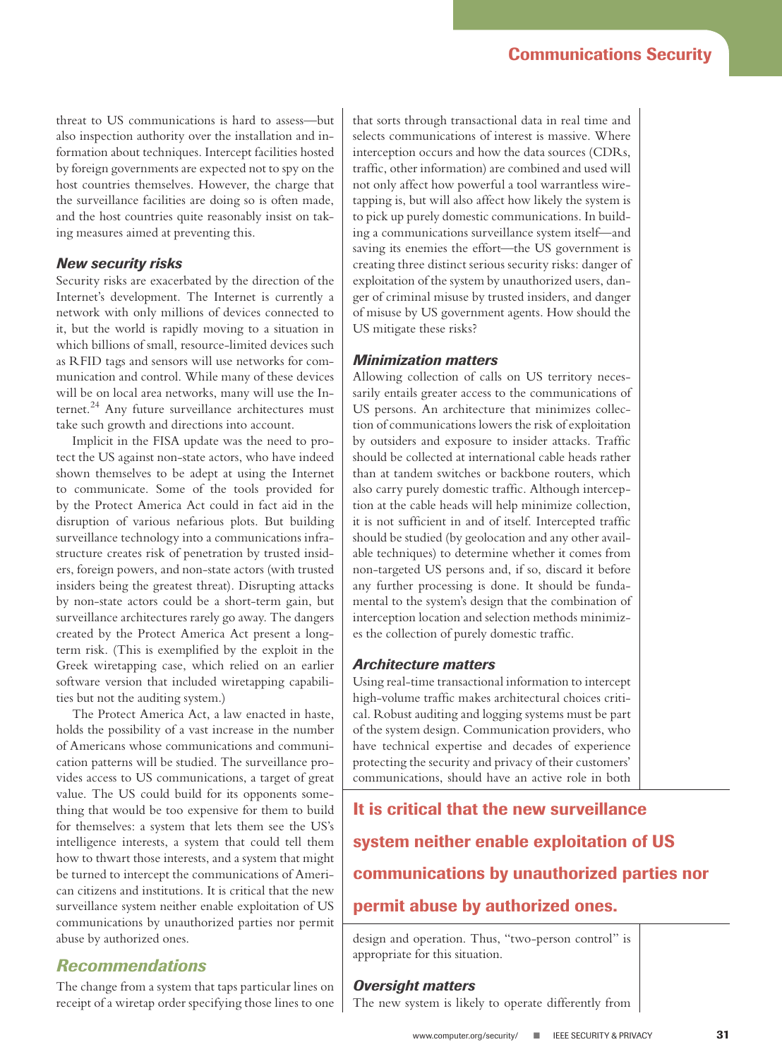threat to US communications is hard to assess—but also inspection authority over the installation and information about techniques. Intercept facilities hosted by foreign governments are expected not to spy on the host countries themselves. However, the charge that the surveillance facilities are doing so is often made, and the host countries quite reasonably insist on taking measures aimed at preventing this.

### New security risks

Security risks are exacerbated by the direction of the Internet's development. The Internet is currently a network with only millions of devices connected to it, but the world is rapidly moving to a situation in which billions of small, resource-limited devices such as RFID tags and sensors will use networks for communication and control. While many of these devices will be on local area networks, many will use the Internet.[24] Any future surveillance architectures must take such growth and directions into account.

Implicit in the FISA update was the need to protect the US against non-state actors, who have indeed shown themselves to be adept at using the Internet to communicate. Some of the tools provided for by the Protect America Act could in fact aid in the disruption of various nefarious plots. But building surveillance technology into a communications infrastructure creates risk of penetration by trusted insiders, foreign powers, and non-state actors (with trusted insiders being the greatest threat). Disrupting attacks by non-state actors could be a short-term gain, but surveillance architectures rarely go away. The dangers created by the Protect America Act present a long-term risk. (This is exemplified by the exploit in the Greek wiretapping case, which relied on an earlier software version that included wiretapping capabilities but not the auditing system.)

The Protect America Act, a law enacted in haste, holds the possibility of a vast increase in the number of Americans whose communications and communication patterns will be studied. The surveillance provides access to US communications, a target of great value. The US could build for its opponents something that would be too expensive for them to build for themselves: a system that lets them see the US's intelligence interests, a system that could tell them how to thwart those interests, and a system that might be turned to intercept the communications of American citizens and institutions. It is critical that the new surveillance system neither enable exploitation of US communications by unauthorized parties nor permit abuse by authorized ones.

## Recommendations

The change from a system that taps particular lines on receipt of a wiretap order specifying those lines to one that sorts through transactional data in real time and selects communications of interest is massive. Where interception occurs and how the data sources (CDRs, traffic, other information) are combined and used will not only affect how powerful a tool warrantless wiretapping is, but will also affect how likely the system is to pick up purely domestic communications. In building a communications surveillance system itself—and saving its enemies the effort—the US government is creating three distinct serious security risks: danger of exploitation of the system by unauthorized users, danger of criminal misuse by trusted insiders, and danger of misuse by US government agents. How should the US mitigate these risks?

### Minimization matters

Allowing collection of calls on US territory necessarily entails greater access to the communications of US persons. An architecture that minimizes collection of communications lowers the risk of exploitation by outsiders and exposure to insider attacks. Traffic should be collected at international cable heads rather than at tandem switches or backbone routers, which also carry purely domestic traffic. Although interception at the cable heads will help minimize collection, it is not sufficient in and of itself. Intercepted traffic should be studied (by geolocation and any other available techniques) to determine whether it comes from non-targeted US persons and, if so, discard it before any further processing is done. It should be fundamental to the system's design that the combination of interception location and selection methods minimizes the collection of purely domestic traffic.

### Architecture matters

Using real-time transactional information to intercept high-volume traffic makes architectural choices critical. Robust auditing and logging systems must be part of the system design. Communication providers, who have technical expertise and decades of experience protecting the security and privacy of their customers' communications, should have an active role in both design and operation. Thus, "two-person control" is appropriate for this situation.

**It is critical that the new surveillance system neither enable exploitation of US communications by unauthorized parties nor permit abuse by authorized ones.**

### Oversight matters

The new system is likely to operate differently from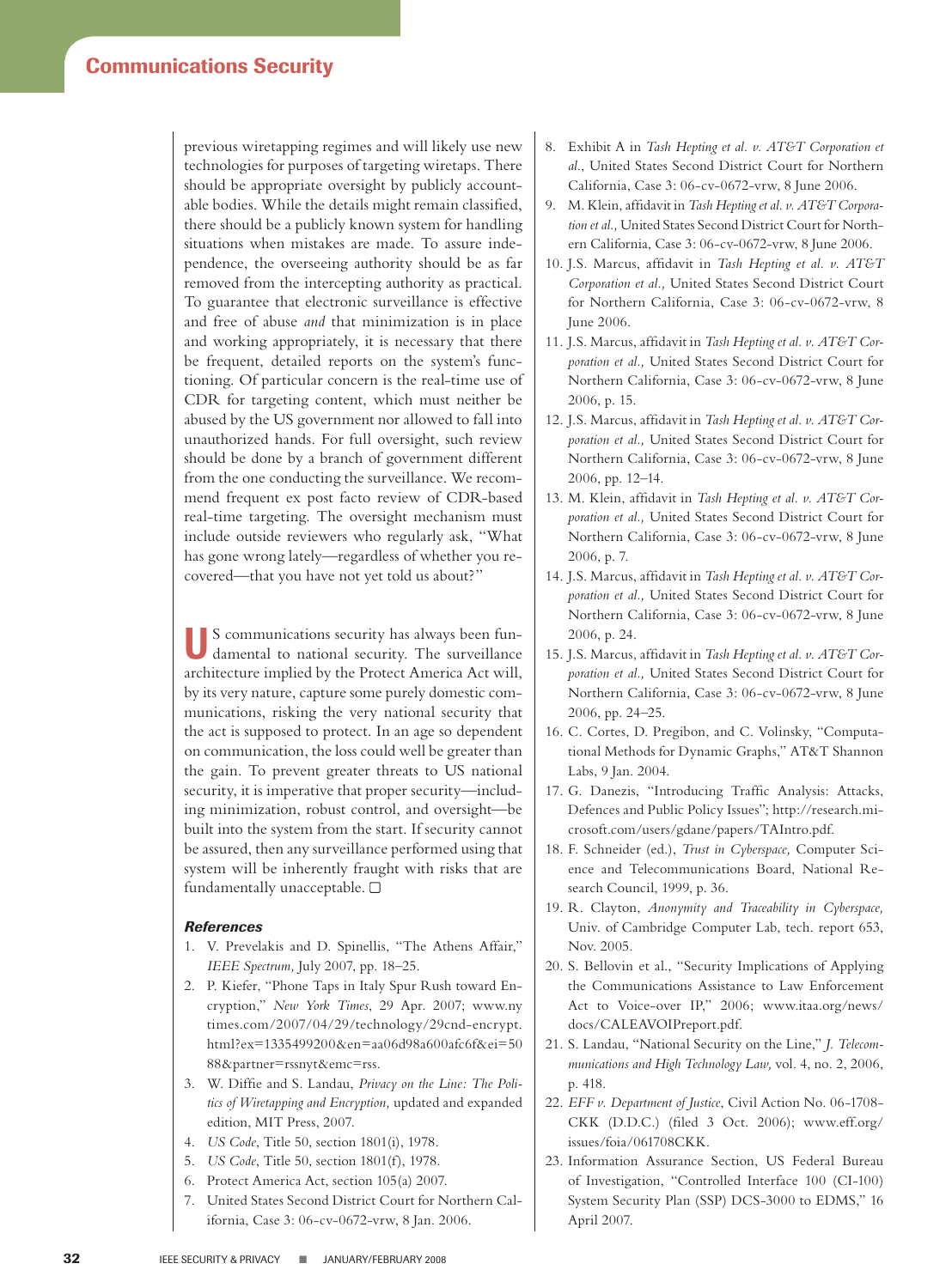previous wiretapping regimes and will likely use new technologies for purposes of targeting wiretaps. There should be appropriate oversight by publicly accountable bodies. While the details might remain classified, there should be a publicly known system for handling situations when mistakes are made. To assure independence, the overseeing authority should be as far removed from the intercepting authority as practical. To guarantee that electronic surveillance is effective and free of abuse *and* that minimization is in place and working appropriately, it is necessary that there be frequent, detailed reports on the system's functioning. Of particular concern is the real-time use of CDR for targeting content, which must neither be abused by the US government nor allowed to fall into unauthorized hands. For full oversight, such review should be done by a branch of government different from the one conducting the surveillance. We recommend frequent ex post facto review of CDR-based real-time targeting. The oversight mechanism must include outside reviewers who regularly ask, "What has gone wrong lately—regardless of whether you recovered—that you have not yet told us about?"

US communications security has always been fundamental to national security. The surveillance architecture implied by the Protect America Act will, by its very nature, capture some purely domestic communications, risking the very national security that the act is supposed to protect. In an age so dependent on communication, the loss could well be greater than the gain. To prevent greater threats to US national security, it is imperative that proper security—including minimization, robust control, and oversight—be built into the system from the start. If security cannot be assured, then any surveillance performed using that system will be inherently fraught with risks that are fundamentally unacceptable. ▢

### References

1. V. Prevelakis and D. Spinellis, "The Athens Affair," *IEEE Spectrum,* July 2007, pp. 18–25.
2. P. Kiefer, "Phone Taps in Italy Spur Rush toward Encryption," *New York Times*, 29 Apr. 2007; www.nytimes.com/2007/04/29/technology/29cnd-encrypt.html?ex=1335499200&en=aa06d98a600afc6f&ei=5088&partner=rssnyt&emc=rss.
3. W. Diffie and S. Landau, *Privacy on the Line: The Politics of Wiretapping and Encryption,* updated and expanded edition, MIT Press, 2007.
4. *US Code*, Title 50, section 1801(i), 1978.
5. *US Code*, Title 50, section 1801(f), 1978.
6. Protect America Act, section 105(a) 2007.
7. United States Second District Court for Northern California, Case 3: 06-cv-0672-vrw, 8 Jan. 2006.
8. Exhibit A in *Tash Hepting et al. v. AT&T Corporation et al.*, United States Second District Court for Northern California, Case 3: 06-cv-0672-vrw, 8 June 2006.
9. M. Klein, affidavit in *Tash Hepting et al. v. AT&T Corporation et al.,* United States Second District Court for Northern California, Case 3: 06-cv-0672-vrw, 8 June 2006.
10. J.S. Marcus, affidavit in *Tash Hepting et al. v. AT&T Corporation et al.,* United States Second District Court for Northern California, Case 3: 06-cv-0672-vrw, 8 June 2006.
11. J.S. Marcus, affidavit in *Tash Hepting et al. v. AT&T Corporation et al.,* United States Second District Court for Northern California, Case 3: 06-cv-0672-vrw, 8 June 2006, p. 15.
12. J.S. Marcus, affidavit in *Tash Hepting et al. v. AT&T Corporation et al.,* United States Second District Court for Northern California, Case 3: 06-cv-0672-vrw, 8 June 2006, pp. 12–14.
13. M. Klein, affidavit in *Tash Hepting et al. v. AT&T Corporation et al.,* United States Second District Court for Northern California, Case 3: 06-cv-0672-vrw, 8 June 2006, p. 7.
14. J.S. Marcus, affidavit in *Tash Hepting et al. v. AT&T Corporation et al.,* United States Second District Court for Northern California, Case 3: 06-cv-0672-vrw, 8 June 2006, p. 24.
15. J.S. Marcus, affidavit in *Tash Hepting et al. v. AT&T Corporation et al.,* United States Second District Court for Northern California, Case 3: 06-cv-0672-vrw, 8 June 2006, pp. 24–25.
16. C. Cortes, D. Pregibon, and C. Volinsky, "Computational Methods for Dynamic Graphs," AT&T Shannon Labs, 9 Jan. 2004.
17. G. Danezis, "Introducing Traffic Analysis: Attacks, Defences and Public Policy Issues"; http://research.microsoft.com/users/gdane/papers/TAIntro.pdf.
18. F. Schneider (ed.), *Trust in Cyberspace,* Computer Science and Telecommunications Board, National Research Council, 1999, p. 36.
19. R. Clayton, *Anonymity and Traceability in Cyberspace,* Univ. of Cambridge Computer Lab, tech. report 653, Nov. 2005.
20. S. Bellovin et al., "Security Implications of Applying the Communications Assistance to Law Enforcement Act to Voice-over IP," 2006; www.itaa.org/news/docs/CALEAVOIPreport.pdf.
21. S. Landau, "National Security on the Line," *J. Telecommunications and High Technology Law,* vol. 4, no. 2, 2006, p. 418.
22. *EFF v. Department of Justice*, Civil Action No. 06-1708-CKK (D.D.C.) (filed 3 Oct. 2006); www.eff.org/issues/foia/061708CKK.
23. Information Assurance Section, US Federal Bureau of Investigation, "Controlled Interface 100 (CI-100) System Security Plan (SSP) DCS-3000 to EDMS," 16 April 2007.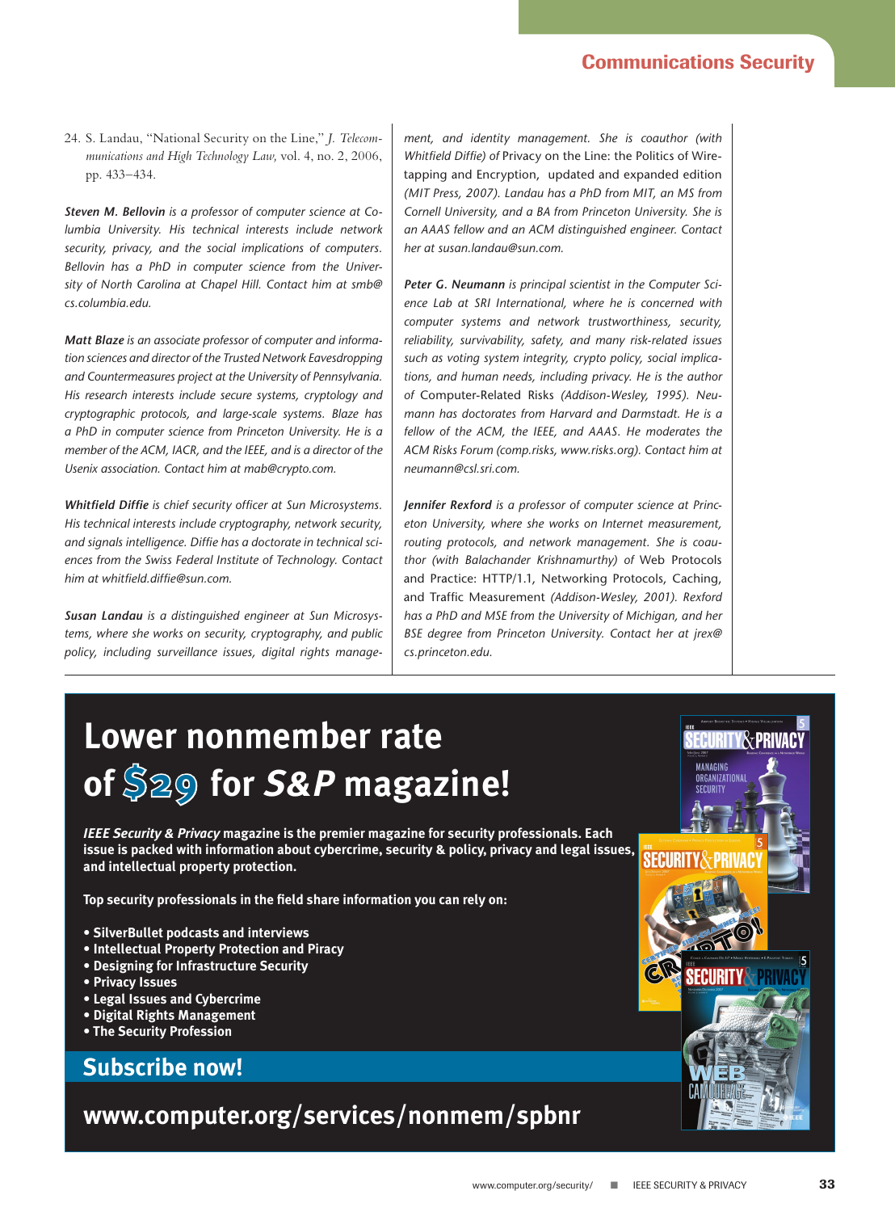24. S. Landau, "National Security on the Line," *J. Telecommunications and High Technology Law*, vol. 4, no. 2, 2006, pp. 433–434.

***Steven M. Bellovin** is a professor of computer science at Columbia University. His technical interests include network security, privacy, and the social implications of computers. Bellovin has a PhD in computer science from the University of North Carolina at Chapel Hill. Contact him at smb@cs.columbia.edu.*

***Matt Blaze** is an associate professor of computer and information sciences and director of the Trusted Network Eavesdropping and Countermeasures project at the University of Pennsylvania. His research interests include secure systems, cryptology and cryptographic protocols, and large-scale systems. Blaze has a PhD in computer science from Princeton University. He is a member of the ACM, IACR, and the IEEE, and is a director of the Usenix association. Contact him at mab@crypto.com.*

***Whitfield Diffie** is chief security officer at Sun Microsystems. His technical interests include cryptography, network security, and signals intelligence. Diffie has a doctorate in technical sciences from the Swiss Federal Institute of Technology. Contact him at whitfield.diffie@sun.com.*

***Susan Landau** is a distinguished engineer at Sun Microsystems, where she works on security, cryptography, and public policy, including surveillance issues, digital rights management, and identity management. She is coauthor (with Whitfield Diffie) of* Privacy on the Line: the Politics of Wiretapping and Encryption, updated and expanded edition *(MIT Press, 2007). Landau has a PhD from MIT, an MS from Cornell University, and a BA from Princeton University. She is an AAAS fellow and an ACM distinguished engineer. Contact her at susan.landau@sun.com.*

***Peter G. Neumann** is principal scientist in the Computer Science Lab at SRI International, where he is concerned with computer systems and network trustworthiness, security, reliability, survivability, safety, and many risk-related issues such as voting system integrity, crypto policy, social implications, and human needs, including privacy. He is the author of* Computer-Related Risks *(Addison-Wesley, 1995). Neumann has doctorates from Harvard and Darmstadt. He is a fellow of the ACM, the IEEE, and AAAS. He moderates the ACM Risks Forum (comp.risks, www.risks.org). Contact him at neumann@csl.sri.com.*

***Jennifer Rexford** is a professor of computer science at Princeton University, where she works on Internet measurement, routing protocols, and network management. She is coauthor (with Balachander Krishnamurthy) of* Web Protocols and Practice: HTTP/1.1, Networking Protocols, Caching, and Traffic Measurement *(Addison-Wesley, 2001). Rexford has a PhD and MSE from the University of Michigan, and her BSE degree from Princeton University. Contact her at jrex@cs.princeton.edu.*

# Lower nonmember rate of $29 for *S&P* magazine!

***IEEE Security & Privacy*** **magazine is the premier magazine for security professionals. Each issue is packed with information about cybercrime, security & policy, privacy and legal issues, and intellectual property protection.**

**Top security professionals in the field share information you can rely on:**

- **SilverBullet podcasts and interviews**
- **Intellectual Property Protection and Piracy**
- **Designing for Infrastructure Security**
- **Privacy Issues**
- **Legal Issues and Cybercrime**
- **Digital Rights Management**
- **The Security Profession**

## Subscribe now!

**www.computer.org/services/nonmem/spbnr**